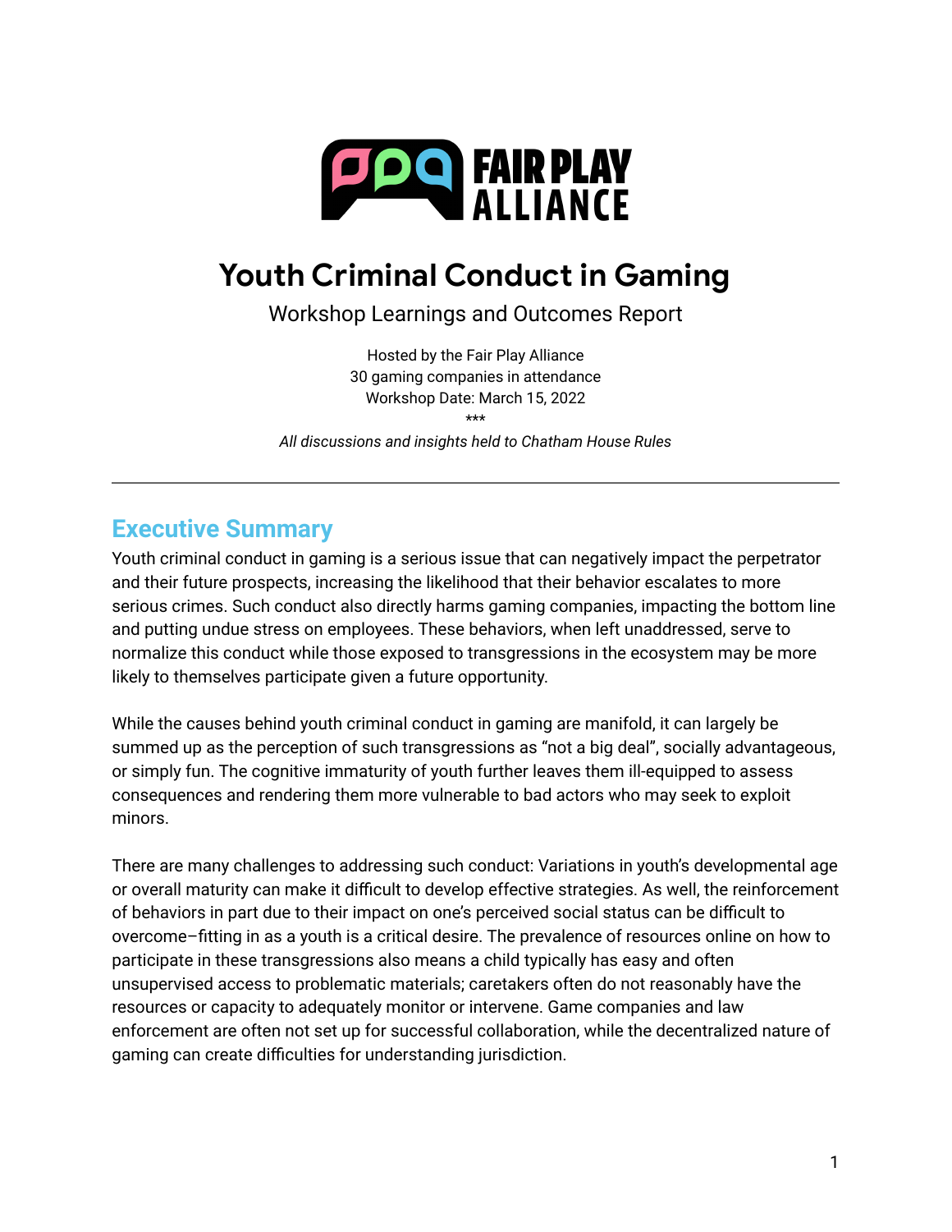FAIR PLAY ALLIANCE

# Youth Criminal Conduct in Gaming

Workshop Learnings and Outcomes Report

Hosted by the Fair Play Alliance
30 gaming companies in attendance
Workshop Date: March 15, 2022
***
*All discussions and insights held to Chatham House Rules*

---

## Executive Summary

Youth criminal conduct in gaming is a serious issue that can negatively impact the perpetrator and their future prospects, increasing the likelihood that their behavior escalates to more serious crimes. Such conduct also directly harms gaming companies, impacting the bottom line and putting undue stress on employees. These behaviors, when left unaddressed, serve to normalize this conduct while those exposed to transgressions in the ecosystem may be more likely to themselves participate given a future opportunity.

While the causes behind youth criminal conduct in gaming are manifold, it can largely be summed up as the perception of such transgressions as "not a big deal", socially advantageous, or simply fun. The cognitive immaturity of youth further leaves them ill-equipped to assess consequences and rendering them more vulnerable to bad actors who may seek to exploit minors.

There are many challenges to addressing such conduct: Variations in youth's developmental age or overall maturity can make it difficult to develop effective strategies. As well, the reinforcement of behaviors in part due to their impact on one's perceived social status can be difficult to overcome–fitting in as a youth is a critical desire. The prevalence of resources online on how to participate in these transgressions also means a child typically has easy and often unsupervised access to problematic materials; caretakers often do not reasonably have the resources or capacity to adequately monitor or intervene. Game companies and law enforcement are often not set up for successful collaboration, while the decentralized nature of gaming can create difficulties for understanding jurisdiction.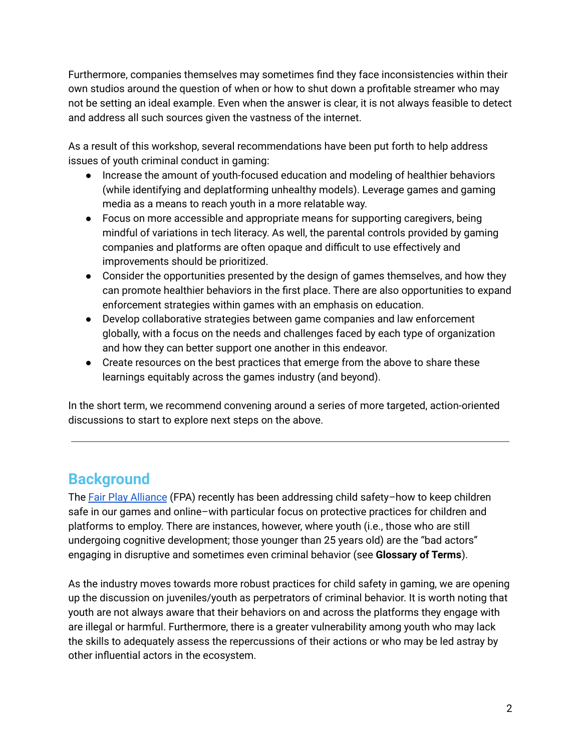Furthermore, companies themselves may sometimes find they face inconsistencies within their own studios around the question of when or how to shut down a profitable streamer who may not be setting an ideal example. Even when the answer is clear, it is not always feasible to detect and address all such sources given the vastness of the internet.

As a result of this workshop, several recommendations have been put forth to help address issues of youth criminal conduct in gaming:

- Increase the amount of youth-focused education and modeling of healthier behaviors (while identifying and deplatforming unhealthy models). Leverage games and gaming media as a means to reach youth in a more relatable way.
- Focus on more accessible and appropriate means for supporting caregivers, being mindful of variations in tech literacy. As well, the parental controls provided by gaming companies and platforms are often opaque and difficult to use effectively and improvements should be prioritized.
- Consider the opportunities presented by the design of games themselves, and how they can promote healthier behaviors in the first place. There are also opportunities to expand enforcement strategies within games with an emphasis on education.
- Develop collaborative strategies between game companies and law enforcement globally, with a focus on the needs and challenges faced by each type of organization and how they can better support one another in this endeavor.
- Create resources on the best practices that emerge from the above to share these learnings equitably across the games industry (and beyond).

In the short term, we recommend convening around a series of more targeted, action-oriented discussions to start to explore next steps on the above.

---

## Background

The [Fair Play Alliance](#) (FPA) recently has been addressing child safety–how to keep children safe in our games and online–with particular focus on protective practices for children and platforms to employ. There are instances, however, where youth (i.e., those who are still undergoing cognitive development; those younger than 25 years old) are the "bad actors" engaging in disruptive and sometimes even criminal behavior (see **Glossary of Terms**).

As the industry moves towards more robust practices for child safety in gaming, we are opening up the discussion on juveniles/youth as perpetrators of criminal behavior. It is worth noting that youth are not always aware that their behaviors on and across the platforms they engage with are illegal or harmful. Furthermore, there is a greater vulnerability among youth who may lack the skills to adequately assess the repercussions of their actions or who may be led astray by other influential actors in the ecosystem.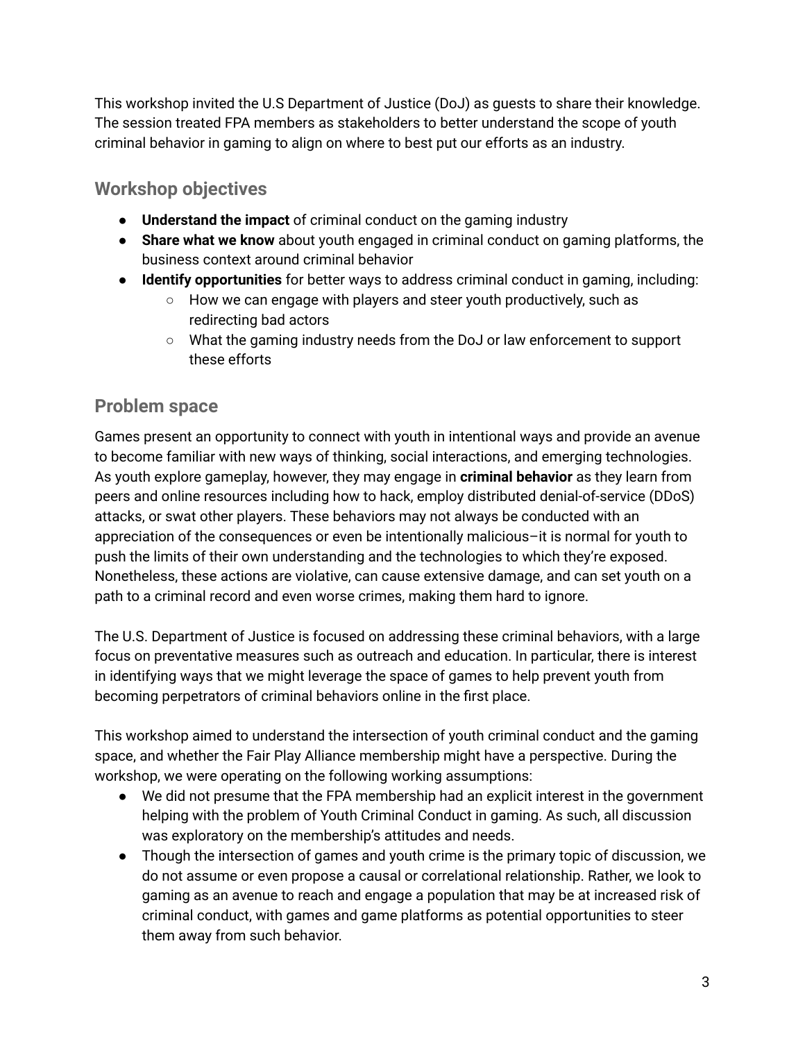This workshop invited the U.S Department of Justice (DoJ) as guests to share their knowledge. The session treated FPA members as stakeholders to better understand the scope of youth criminal behavior in gaming to align on where to best put our efforts as an industry.

## Workshop objectives

- **Understand the impact** of criminal conduct on the gaming industry
- **Share what we know** about youth engaged in criminal conduct on gaming platforms, the business context around criminal behavior
- **Identify opportunities** for better ways to address criminal conduct in gaming, including:
  - How we can engage with players and steer youth productively, such as redirecting bad actors
  - What the gaming industry needs from the DoJ or law enforcement to support these efforts

## Problem space

Games present an opportunity to connect with youth in intentional ways and provide an avenue to become familiar with new ways of thinking, social interactions, and emerging technologies. As youth explore gameplay, however, they may engage in **criminal behavior** as they learn from peers and online resources including how to hack, employ distributed denial-of-service (DDoS) attacks, or swat other players. These behaviors may not always be conducted with an appreciation of the consequences or even be intentionally malicious–it is normal for youth to push the limits of their own understanding and the technologies to which they're exposed. Nonetheless, these actions are violative, can cause extensive damage, and can set youth on a path to a criminal record and even worse crimes, making them hard to ignore.

The U.S. Department of Justice is focused on addressing these criminal behaviors, with a large focus on preventative measures such as outreach and education. In particular, there is interest in identifying ways that we might leverage the space of games to help prevent youth from becoming perpetrators of criminal behaviors online in the first place.

This workshop aimed to understand the intersection of youth criminal conduct and the gaming space, and whether the Fair Play Alliance membership might have a perspective. During the workshop, we were operating on the following working assumptions:

- We did not presume that the FPA membership had an explicit interest in the government helping with the problem of Youth Criminal Conduct in gaming. As such, all discussion was exploratory on the membership's attitudes and needs.
- Though the intersection of games and youth crime is the primary topic of discussion, we do not assume or even propose a causal or correlational relationship. Rather, we look to gaming as an avenue to reach and engage a population that may be at increased risk of criminal conduct, with games and game platforms as potential opportunities to steer them away from such behavior.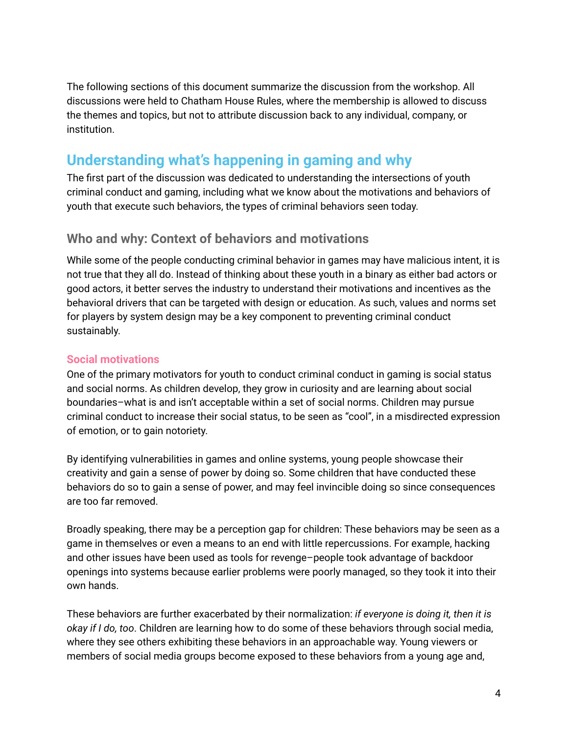The following sections of this document summarize the discussion from the workshop. All discussions were held to Chatham House Rules, where the membership is allowed to discuss the themes and topics, but not to attribute discussion back to any individual, company, or institution.

## Understanding what's happening in gaming and why

The first part of the discussion was dedicated to understanding the intersections of youth criminal conduct and gaming, including what we know about the motivations and behaviors of youth that execute such behaviors, the types of criminal behaviors seen today.

### Who and why: Context of behaviors and motivations

While some of the people conducting criminal behavior in games may have malicious intent, it is not true that they all do. Instead of thinking about these youth in a binary as either bad actors or good actors, it better serves the industry to understand their motivations and incentives as the behavioral drivers that can be targeted with design or education. As such, values and norms set for players by system design may be a key component to preventing criminal conduct sustainably.

#### Social motivations

One of the primary motivators for youth to conduct criminal conduct in gaming is social status and social norms. As children develop, they grow in curiosity and are learning about social boundaries–what is and isn't acceptable within a set of social norms. Children may pursue criminal conduct to increase their social status, to be seen as "cool", in a misdirected expression of emotion, or to gain notoriety.

By identifying vulnerabilities in games and online systems, young people showcase their creativity and gain a sense of power by doing so. Some children that have conducted these behaviors do so to gain a sense of power, and may feel invincible doing so since consequences are too far removed.

Broadly speaking, there may be a perception gap for children: These behaviors may be seen as a game in themselves or even a means to an end with little repercussions. For example, hacking and other issues have been used as tools for revenge–people took advantage of backdoor openings into systems because earlier problems were poorly managed, so they took it into their own hands.

These behaviors are further exacerbated by their normalization: *if everyone is doing it, then it is okay if I do, too*. Children are learning how to do some of these behaviors through social media, where they see others exhibiting these behaviors in an approachable way. Young viewers or members of social media groups become exposed to these behaviors from a young age and,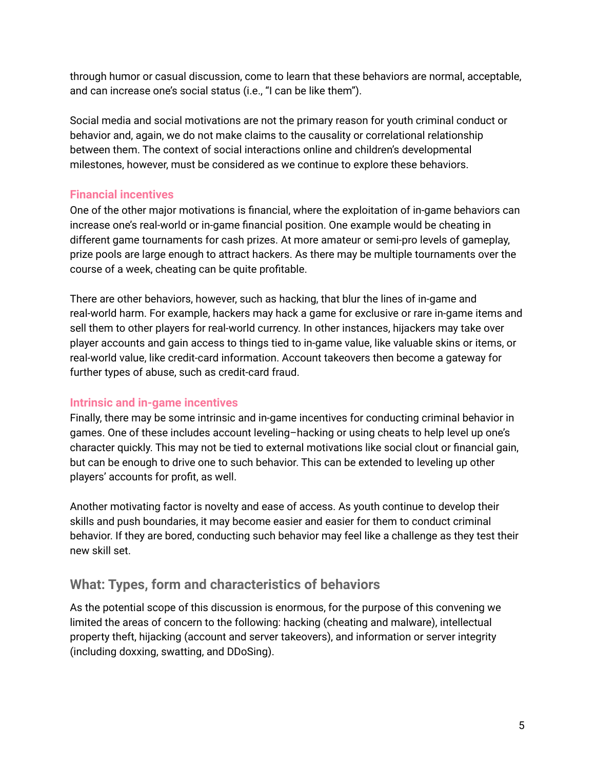through humor or casual discussion, come to learn that these behaviors are normal, acceptable, and can increase one's social status (i.e., "I can be like them").

Social media and social motivations are not the primary reason for youth criminal conduct or behavior and, again, we do not make claims to the causality or correlational relationship between them. The context of social interactions online and children's developmental milestones, however, must be considered as we continue to explore these behaviors.

### Financial incentives

One of the other major motivations is financial, where the exploitation of in-game behaviors can increase one's real-world or in-game financial position. One example would be cheating in different game tournaments for cash prizes. At more amateur or semi-pro levels of gameplay, prize pools are large enough to attract hackers. As there may be multiple tournaments over the course of a week, cheating can be quite profitable.

There are other behaviors, however, such as hacking, that blur the lines of in-game and real-world harm. For example, hackers may hack a game for exclusive or rare in-game items and sell them to other players for real-world currency. In other instances, hijackers may take over player accounts and gain access to things tied to in-game value, like valuable skins or items, or real-world value, like credit-card information. Account takeovers then become a gateway for further types of abuse, such as credit-card fraud.

### Intrinsic and in-game incentives

Finally, there may be some intrinsic and in-game incentives for conducting criminal behavior in games. One of these includes account leveling–hacking or using cheats to help level up one's character quickly. This may not be tied to external motivations like social clout or financial gain, but can be enough to drive one to such behavior. This can be extended to leveling up other players' accounts for profit, as well.

Another motivating factor is novelty and ease of access. As youth continue to develop their skills and push boundaries, it may become easier and easier for them to conduct criminal behavior. If they are bored, conducting such behavior may feel like a challenge as they test their new skill set.

## What: Types, form and characteristics of behaviors

As the potential scope of this discussion is enormous, for the purpose of this convening we limited the areas of concern to the following: hacking (cheating and malware), intellectual property theft, hijacking (account and server takeovers), and information or server integrity (including doxxing, swatting, and DDoSing).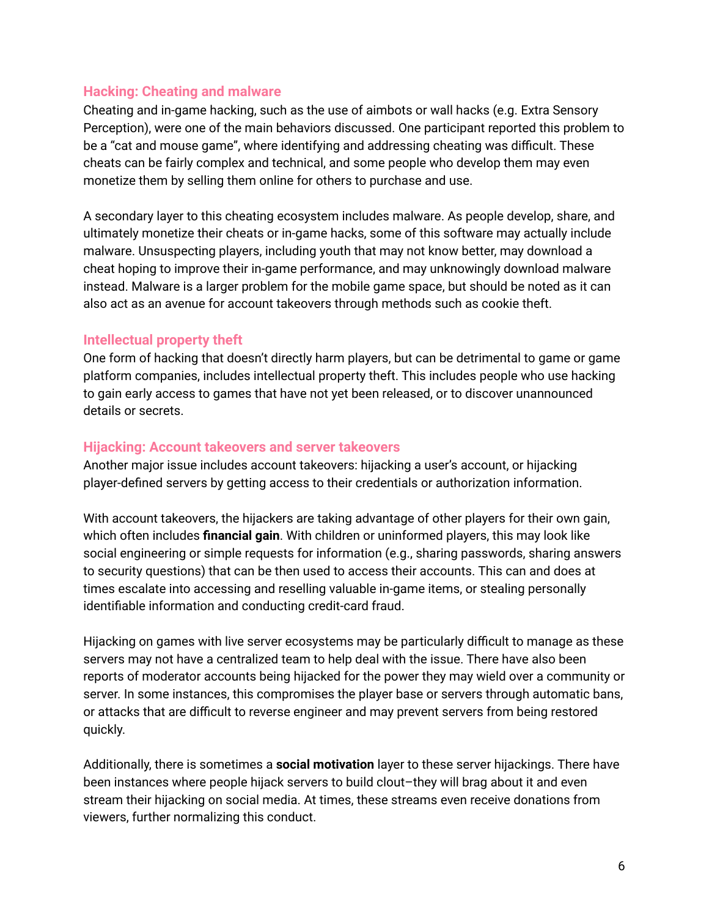### Hacking: Cheating and malware

Cheating and in-game hacking, such as the use of aimbots or wall hacks (e.g. Extra Sensory Perception), were one of the main behaviors discussed. One participant reported this problem to be a "cat and mouse game", where identifying and addressing cheating was difficult. These cheats can be fairly complex and technical, and some people who develop them may even monetize them by selling them online for others to purchase and use.

A secondary layer to this cheating ecosystem includes malware. As people develop, share, and ultimately monetize their cheats or in-game hacks, some of this software may actually include malware. Unsuspecting players, including youth that may not know better, may download a cheat hoping to improve their in-game performance, and may unknowingly download malware instead. Malware is a larger problem for the mobile game space, but should be noted as it can also act as an avenue for account takeovers through methods such as cookie theft.

### Intellectual property theft

One form of hacking that doesn't directly harm players, but can be detrimental to game or game platform companies, includes intellectual property theft. This includes people who use hacking to gain early access to games that have not yet been released, or to discover unannounced details or secrets.

### Hijacking: Account takeovers and server takeovers

Another major issue includes account takeovers: hijacking a user's account, or hijacking player-defined servers by getting access to their credentials or authorization information.

With account takeovers, the hijackers are taking advantage of other players for their own gain, which often includes **financial gain**. With children or uninformed players, this may look like social engineering or simple requests for information (e.g., sharing passwords, sharing answers to security questions) that can be then used to access their accounts. This can and does at times escalate into accessing and reselling valuable in-game items, or stealing personally identifiable information and conducting credit-card fraud.

Hijacking on games with live server ecosystems may be particularly difficult to manage as these servers may not have a centralized team to help deal with the issue. There have also been reports of moderator accounts being hijacked for the power they may wield over a community or server. In some instances, this compromises the player base or servers through automatic bans, or attacks that are difficult to reverse engineer and may prevent servers from being restored quickly.

Additionally, there is sometimes a **social motivation** layer to these server hijackings. There have been instances where people hijack servers to build clout–they will brag about it and even stream their hijacking on social media. At times, these streams even receive donations from viewers, further normalizing this conduct.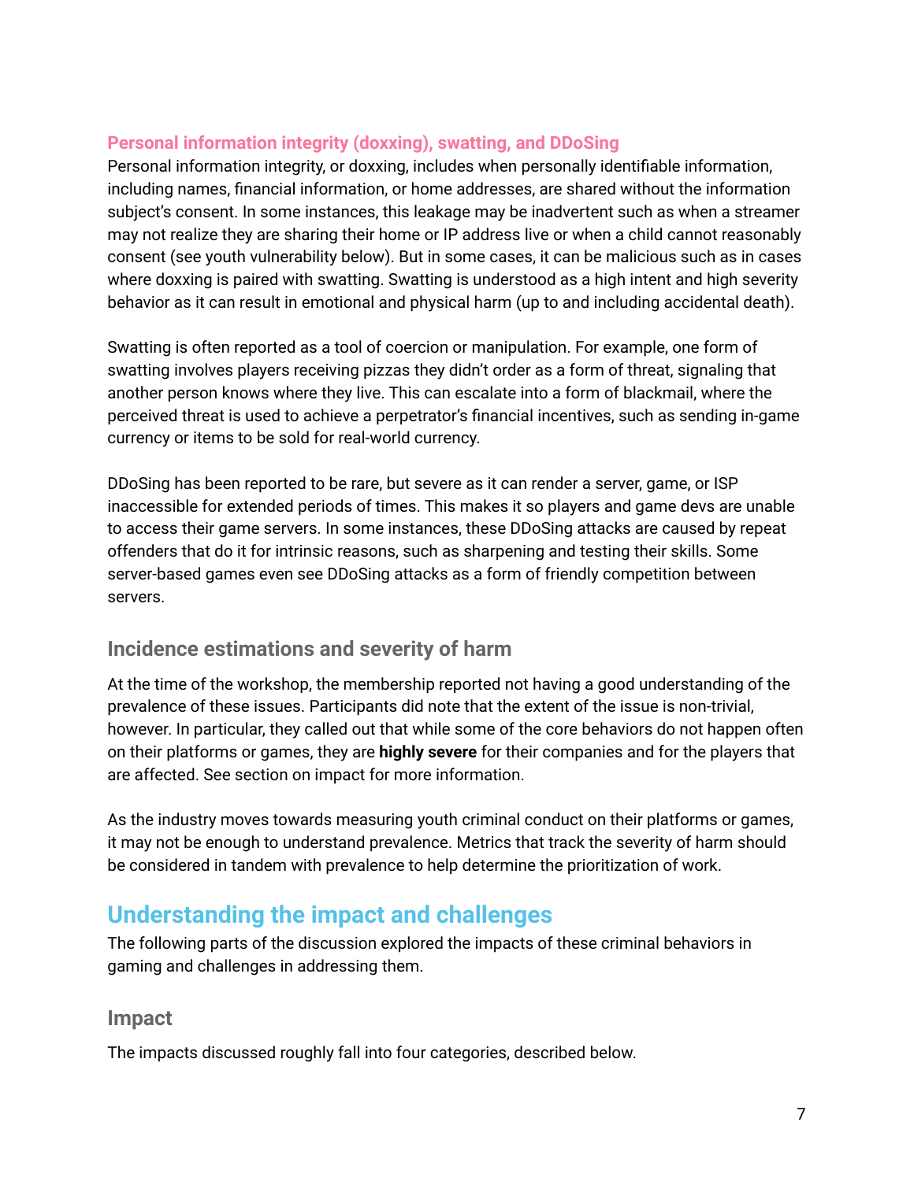### Personal information integrity (doxxing), swatting, and DDoSing

Personal information integrity, or doxxing, includes when personally identifiable information, including names, financial information, or home addresses, are shared without the information subject's consent. In some instances, this leakage may be inadvertent such as when a streamer may not realize they are sharing their home or IP address live or when a child cannot reasonably consent (see youth vulnerability below). But in some cases, it can be malicious such as in cases where doxxing is paired with swatting. Swatting is understood as a high intent and high severity behavior as it can result in emotional and physical harm (up to and including accidental death).

Swatting is often reported as a tool of coercion or manipulation. For example, one form of swatting involves players receiving pizzas they didn't order as a form of threat, signaling that another person knows where they live. This can escalate into a form of blackmail, where the perceived threat is used to achieve a perpetrator's financial incentives, such as sending in-game currency or items to be sold for real-world currency.

DDoSing has been reported to be rare, but severe as it can render a server, game, or ISP inaccessible for extended periods of times. This makes it so players and game devs are unable to access their game servers. In some instances, these DDoSing attacks are caused by repeat offenders that do it for intrinsic reasons, such as sharpening and testing their skills. Some server-based games even see DDoSing attacks as a form of friendly competition between servers.

### Incidence estimations and severity of harm

At the time of the workshop, the membership reported not having a good understanding of the prevalence of these issues. Participants did note that the extent of the issue is non-trivial, however. In particular, they called out that while some of the core behaviors do not happen often on their platforms or games, they are **highly severe** for their companies and for the players that are affected. See section on impact for more information.

As the industry moves towards measuring youth criminal conduct on their platforms or games, it may not be enough to understand prevalence. Metrics that track the severity of harm should be considered in tandem with prevalence to help determine the prioritization of work.

## Understanding the impact and challenges

The following parts of the discussion explored the impacts of these criminal behaviors in gaming and challenges in addressing them.

### Impact

The impacts discussed roughly fall into four categories, described below.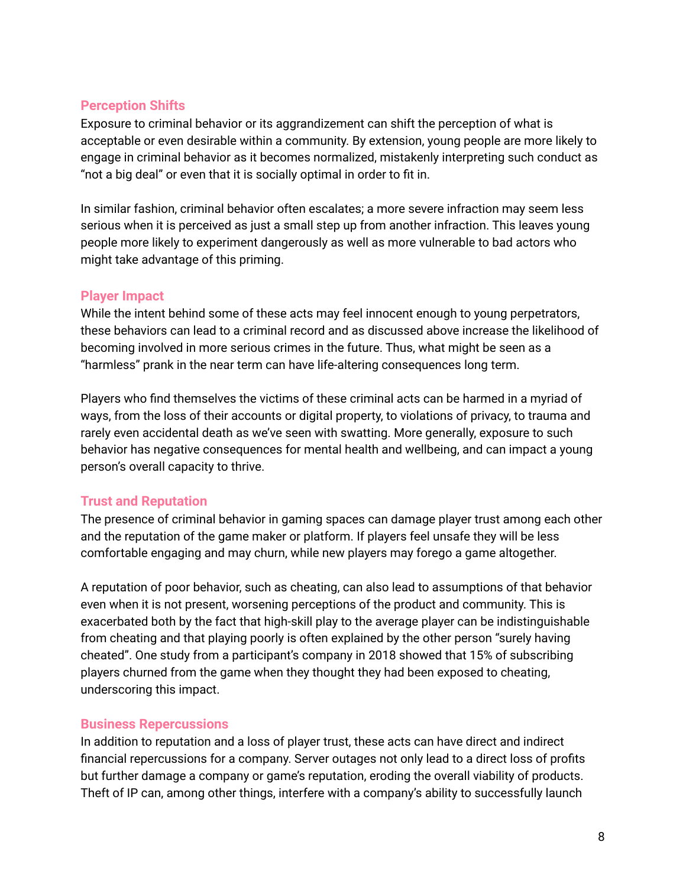### Perception Shifts

Exposure to criminal behavior or its aggrandizement can shift the perception of what is acceptable or even desirable within a community. By extension, young people are more likely to engage in criminal behavior as it becomes normalized, mistakenly interpreting such conduct as "not a big deal" or even that it is socially optimal in order to fit in.

In similar fashion, criminal behavior often escalates; a more severe infraction may seem less serious when it is perceived as just a small step up from another infraction. This leaves young people more likely to experiment dangerously as well as more vulnerable to bad actors who might take advantage of this priming.

### Player Impact

While the intent behind some of these acts may feel innocent enough to young perpetrators, these behaviors can lead to a criminal record and as discussed above increase the likelihood of becoming involved in more serious crimes in the future. Thus, what might be seen as a "harmless" prank in the near term can have life-altering consequences long term.

Players who find themselves the victims of these criminal acts can be harmed in a myriad of ways, from the loss of their accounts or digital property, to violations of privacy, to trauma and rarely even accidental death as we've seen with swatting. More generally, exposure to such behavior has negative consequences for mental health and wellbeing, and can impact a young person's overall capacity to thrive.

### Trust and Reputation

The presence of criminal behavior in gaming spaces can damage player trust among each other and the reputation of the game maker or platform. If players feel unsafe they will be less comfortable engaging and may churn, while new players may forego a game altogether.

A reputation of poor behavior, such as cheating, can also lead to assumptions of that behavior even when it is not present, worsening perceptions of the product and community. This is exacerbated both by the fact that high-skill play to the average player can be indistinguishable from cheating and that playing poorly is often explained by the other person "surely having cheated". One study from a participant's company in 2018 showed that 15% of subscribing players churned from the game when they thought they had been exposed to cheating, underscoring this impact.

### Business Repercussions

In addition to reputation and a loss of player trust, these acts can have direct and indirect financial repercussions for a company. Server outages not only lead to a direct loss of profits but further damage a company or game's reputation, eroding the overall viability of products. Theft of IP can, among other things, interfere with a company's ability to successfully launch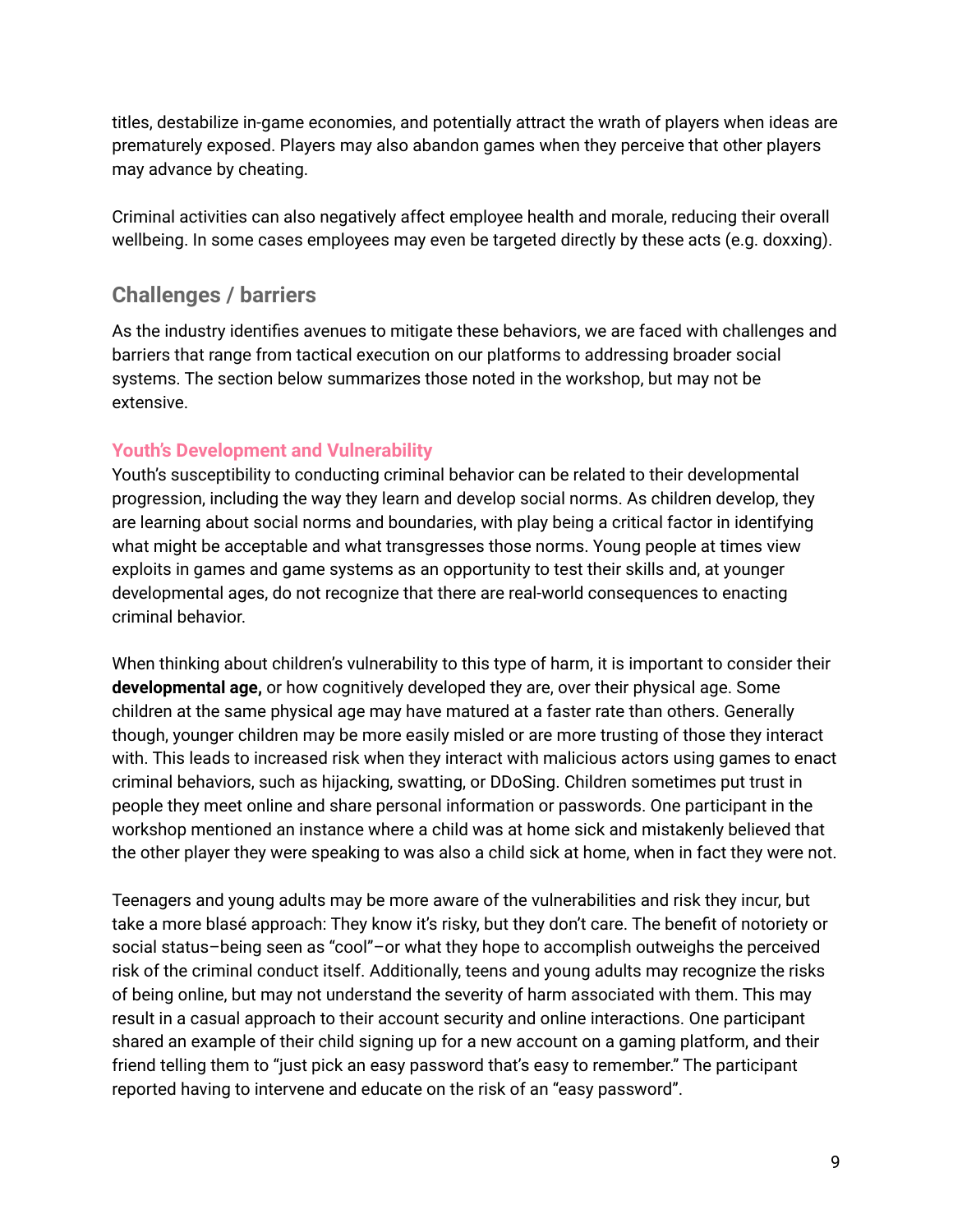titles, destabilize in-game economies, and potentially attract the wrath of players when ideas are prematurely exposed. Players may also abandon games when they perceive that other players may advance by cheating.

Criminal activities can also negatively affect employee health and morale, reducing their overall wellbeing. In some cases employees may even be targeted directly by these acts (e.g. doxxing).

## Challenges / barriers

As the industry identifies avenues to mitigate these behaviors, we are faced with challenges and barriers that range from tactical execution on our platforms to addressing broader social systems. The section below summarizes those noted in the workshop, but may not be extensive.

### Youth's Development and Vulnerability

Youth's susceptibility to conducting criminal behavior can be related to their developmental progression, including the way they learn and develop social norms. As children develop, they are learning about social norms and boundaries, with play being a critical factor in identifying what might be acceptable and what transgresses those norms. Young people at times view exploits in games and game systems as an opportunity to test their skills and, at younger developmental ages, do not recognize that there are real-world consequences to enacting criminal behavior.

When thinking about children's vulnerability to this type of harm, it is important to consider their **developmental age,** or how cognitively developed they are, over their physical age. Some children at the same physical age may have matured at a faster rate than others. Generally though, younger children may be more easily misled or are more trusting of those they interact with. This leads to increased risk when they interact with malicious actors using games to enact criminal behaviors, such as hijacking, swatting, or DDoSing. Children sometimes put trust in people they meet online and share personal information or passwords. One participant in the workshop mentioned an instance where a child was at home sick and mistakenly believed that the other player they were speaking to was also a child sick at home, when in fact they were not.

Teenagers and young adults may be more aware of the vulnerabilities and risk they incur, but take a more blasé approach: They know it's risky, but they don't care. The benefit of notoriety or social status–being seen as "cool"–or what they hope to accomplish outweighs the perceived risk of the criminal conduct itself. Additionally, teens and young adults may recognize the risks of being online, but may not understand the severity of harm associated with them. This may result in a casual approach to their account security and online interactions. One participant shared an example of their child signing up for a new account on a gaming platform, and their friend telling them to "just pick an easy password that's easy to remember." The participant reported having to intervene and educate on the risk of an "easy password".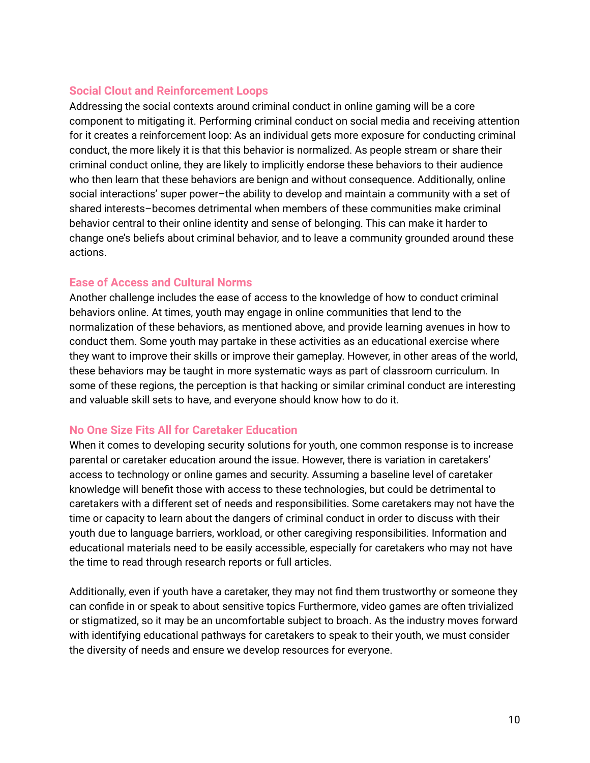### Social Clout and Reinforcement Loops

Addressing the social contexts around criminal conduct in online gaming will be a core component to mitigating it. Performing criminal conduct on social media and receiving attention for it creates a reinforcement loop: As an individual gets more exposure for conducting criminal conduct, the more likely it is that this behavior is normalized. As people stream or share their criminal conduct online, they are likely to implicitly endorse these behaviors to their audience who then learn that these behaviors are benign and without consequence. Additionally, online social interactions' super power–the ability to develop and maintain a community with a set of shared interests–becomes detrimental when members of these communities make criminal behavior central to their online identity and sense of belonging. This can make it harder to change one's beliefs about criminal behavior, and to leave a community grounded around these actions.

### Ease of Access and Cultural Norms

Another challenge includes the ease of access to the knowledge of how to conduct criminal behaviors online. At times, youth may engage in online communities that lend to the normalization of these behaviors, as mentioned above, and provide learning avenues in how to conduct them. Some youth may partake in these activities as an educational exercise where they want to improve their skills or improve their gameplay. However, in other areas of the world, these behaviors may be taught in more systematic ways as part of classroom curriculum. In some of these regions, the perception is that hacking or similar criminal conduct are interesting and valuable skill sets to have, and everyone should know how to do it.

### No One Size Fits All for Caretaker Education

When it comes to developing security solutions for youth, one common response is to increase parental or caretaker education around the issue. However, there is variation in caretakers' access to technology or online games and security. Assuming a baseline level of caretaker knowledge will benefit those with access to these technologies, but could be detrimental to caretakers with a different set of needs and responsibilities. Some caretakers may not have the time or capacity to learn about the dangers of criminal conduct in order to discuss with their youth due to language barriers, workload, or other caregiving responsibilities. Information and educational materials need to be easily accessible, especially for caretakers who may not have the time to read through research reports or full articles.

Additionally, even if youth have a caretaker, they may not find them trustworthy or someone they can confide in or speak to about sensitive topics Furthermore, video games are often trivialized or stigmatized, so it may be an uncomfortable subject to broach. As the industry moves forward with identifying educational pathways for caretakers to speak to their youth, we must consider the diversity of needs and ensure we develop resources for everyone.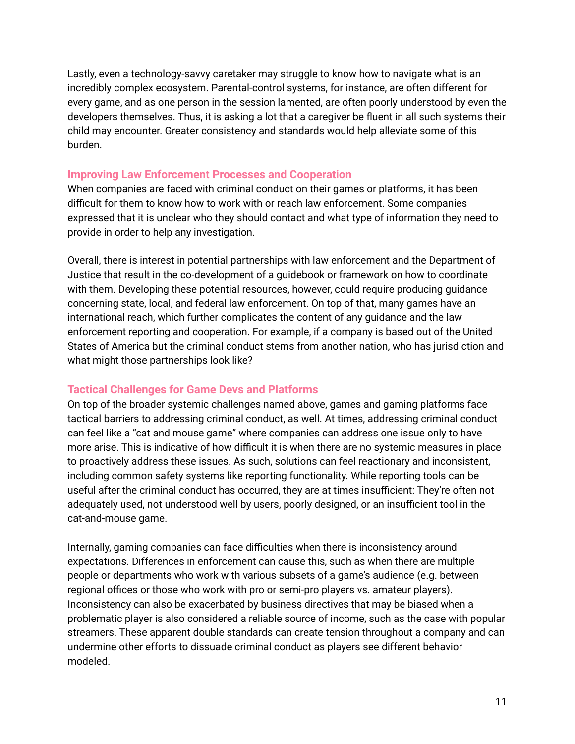Lastly, even a technology-savvy caretaker may struggle to know how to navigate what is an incredibly complex ecosystem. Parental-control systems, for instance, are often different for every game, and as one person in the session lamented, are often poorly understood by even the developers themselves. Thus, it is asking a lot that a caregiver be fluent in all such systems their child may encounter. Greater consistency and standards would help alleviate some of this burden.

### Improving Law Enforcement Processes and Cooperation

When companies are faced with criminal conduct on their games or platforms, it has been difficult for them to know how to work with or reach law enforcement. Some companies expressed that it is unclear who they should contact and what type of information they need to provide in order to help any investigation.

Overall, there is interest in potential partnerships with law enforcement and the Department of Justice that result in the co-development of a guidebook or framework on how to coordinate with them. Developing these potential resources, however, could require producing guidance concerning state, local, and federal law enforcement. On top of that, many games have an international reach, which further complicates the content of any guidance and the law enforcement reporting and cooperation. For example, if a company is based out of the United States of America but the criminal conduct stems from another nation, who has jurisdiction and what might those partnerships look like?

### Tactical Challenges for Game Devs and Platforms

On top of the broader systemic challenges named above, games and gaming platforms face tactical barriers to addressing criminal conduct, as well. At times, addressing criminal conduct can feel like a "cat and mouse game" where companies can address one issue only to have more arise. This is indicative of how difficult it is when there are no systemic measures in place to proactively address these issues. As such, solutions can feel reactionary and inconsistent, including common safety systems like reporting functionality. While reporting tools can be useful after the criminal conduct has occurred, they are at times insufficient: They're often not adequately used, not understood well by users, poorly designed, or an insufficient tool in the cat-and-mouse game.

Internally, gaming companies can face difficulties when there is inconsistency around expectations. Differences in enforcement can cause this, such as when there are multiple people or departments who work with various subsets of a game's audience (e.g. between regional offices or those who work with pro or semi-pro players vs. amateur players). Inconsistency can also be exacerbated by business directives that may be biased when a problematic player is also considered a reliable source of income, such as the case with popular streamers. These apparent double standards can create tension throughout a company and can undermine other efforts to dissuade criminal conduct as players see different behavior modeled.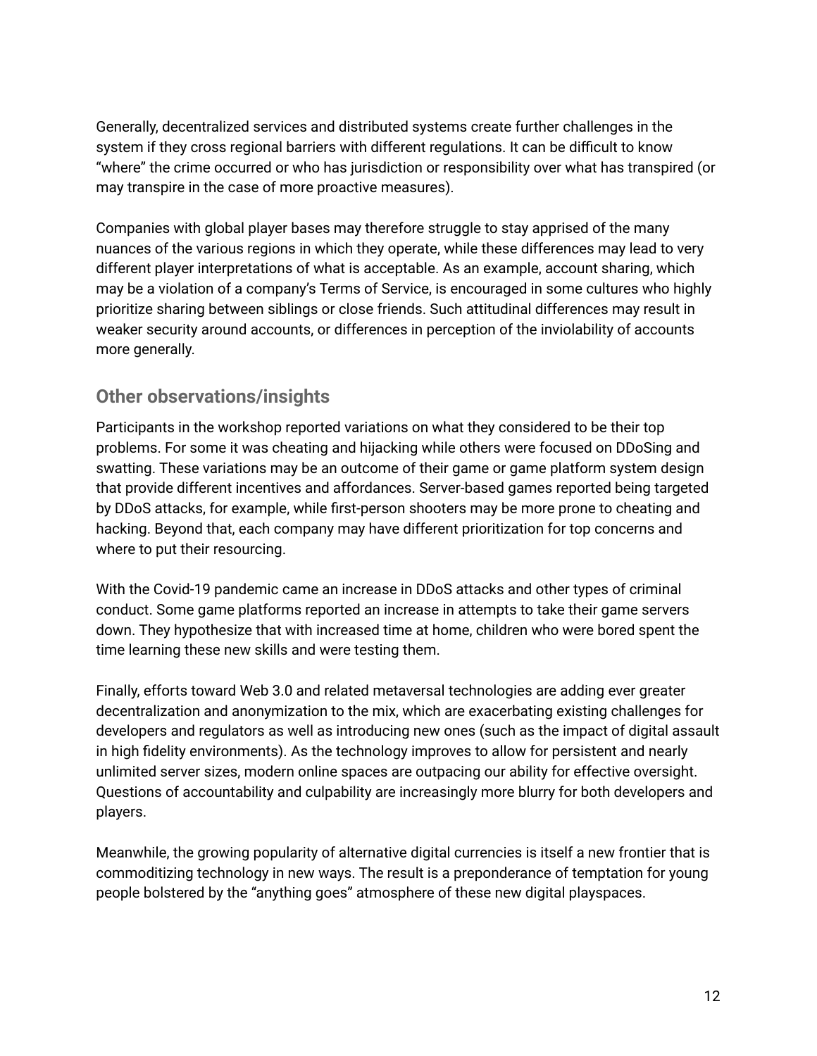Generally, decentralized services and distributed systems create further challenges in the system if they cross regional barriers with different regulations. It can be difficult to know "where" the crime occurred or who has jurisdiction or responsibility over what has transpired (or may transpire in the case of more proactive measures).

Companies with global player bases may therefore struggle to stay apprised of the many nuances of the various regions in which they operate, while these differences may lead to very different player interpretations of what is acceptable. As an example, account sharing, which may be a violation of a company's Terms of Service, is encouraged in some cultures who highly prioritize sharing between siblings or close friends. Such attitudinal differences may result in weaker security around accounts, or differences in perception of the inviolability of accounts more generally.

## Other observations/insights

Participants in the workshop reported variations on what they considered to be their top problems. For some it was cheating and hijacking while others were focused on DDoSing and swatting. These variations may be an outcome of their game or game platform system design that provide different incentives and affordances. Server-based games reported being targeted by DDoS attacks, for example, while first-person shooters may be more prone to cheating and hacking. Beyond that, each company may have different prioritization for top concerns and where to put their resourcing.

With the Covid-19 pandemic came an increase in DDoS attacks and other types of criminal conduct. Some game platforms reported an increase in attempts to take their game servers down. They hypothesize that with increased time at home, children who were bored spent the time learning these new skills and were testing them.

Finally, efforts toward Web 3.0 and related metaversal technologies are adding ever greater decentralization and anonymization to the mix, which are exacerbating existing challenges for developers and regulators as well as introducing new ones (such as the impact of digital assault in high fidelity environments). As the technology improves to allow for persistent and nearly unlimited server sizes, modern online spaces are outpacing our ability for effective oversight. Questions of accountability and culpability are increasingly more blurry for both developers and players.

Meanwhile, the growing popularity of alternative digital currencies is itself a new frontier that is commoditizing technology in new ways. The result is a preponderance of temptation for young people bolstered by the "anything goes" atmosphere of these new digital playspaces.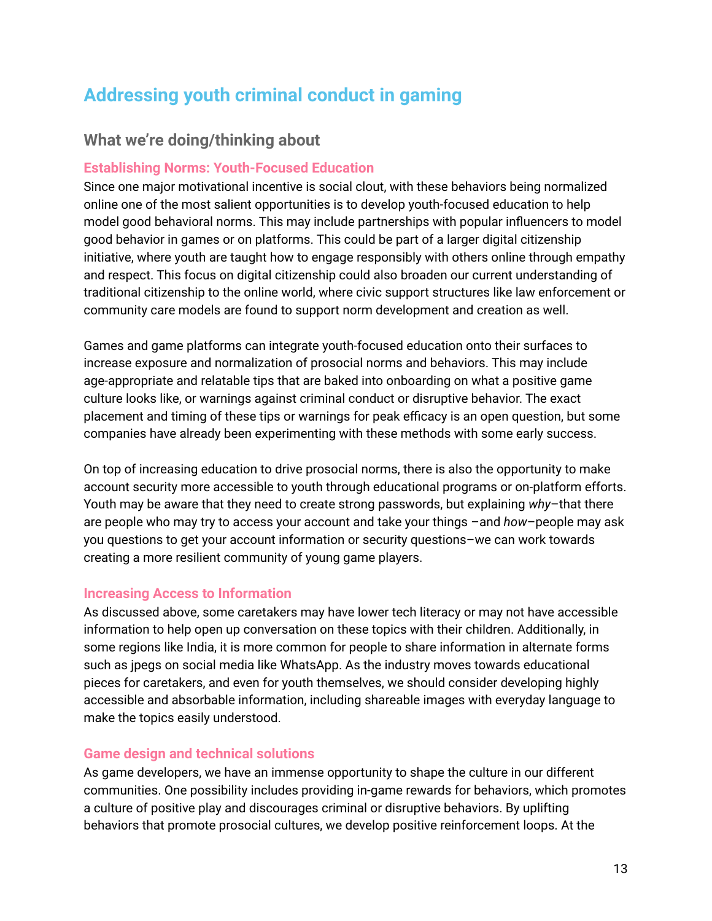# Addressing youth criminal conduct in gaming

## What we're doing/thinking about

### Establishing Norms: Youth-Focused Education

Since one major motivational incentive is social clout, with these behaviors being normalized online one of the most salient opportunities is to develop youth-focused education to help model good behavioral norms. This may include partnerships with popular influencers to model good behavior in games or on platforms. This could be part of a larger digital citizenship initiative, where youth are taught how to engage responsibly with others online through empathy and respect. This focus on digital citizenship could also broaden our current understanding of traditional citizenship to the online world, where civic support structures like law enforcement or community care models are found to support norm development and creation as well.

Games and game platforms can integrate youth-focused education onto their surfaces to increase exposure and normalization of prosocial norms and behaviors. This may include age-appropriate and relatable tips that are baked into onboarding on what a positive game culture looks like, or warnings against criminal conduct or disruptive behavior. The exact placement and timing of these tips or warnings for peak efficacy is an open question, but some companies have already been experimenting with these methods with some early success.

On top of increasing education to drive prosocial norms, there is also the opportunity to make account security more accessible to youth through educational programs or on-platform efforts. Youth may be aware that they need to create strong passwords, but explaining *why*–that there are people who may try to access your account and take your things –and *how*–people may ask you questions to get your account information or security questions–we can work towards creating a more resilient community of young game players.

### Increasing Access to Information

As discussed above, some caretakers may have lower tech literacy or may not have accessible information to help open up conversation on these topics with their children. Additionally, in some regions like India, it is more common for people to share information in alternate forms such as jpegs on social media like WhatsApp. As the industry moves towards educational pieces for caretakers, and even for youth themselves, we should consider developing highly accessible and absorbable information, including shareable images with everyday language to make the topics easily understood.

### Game design and technical solutions

As game developers, we have an immense opportunity to shape the culture in our different communities. One possibility includes providing in-game rewards for behaviors, which promotes a culture of positive play and discourages criminal or disruptive behaviors. By uplifting behaviors that promote prosocial cultures, we develop positive reinforcement loops. At the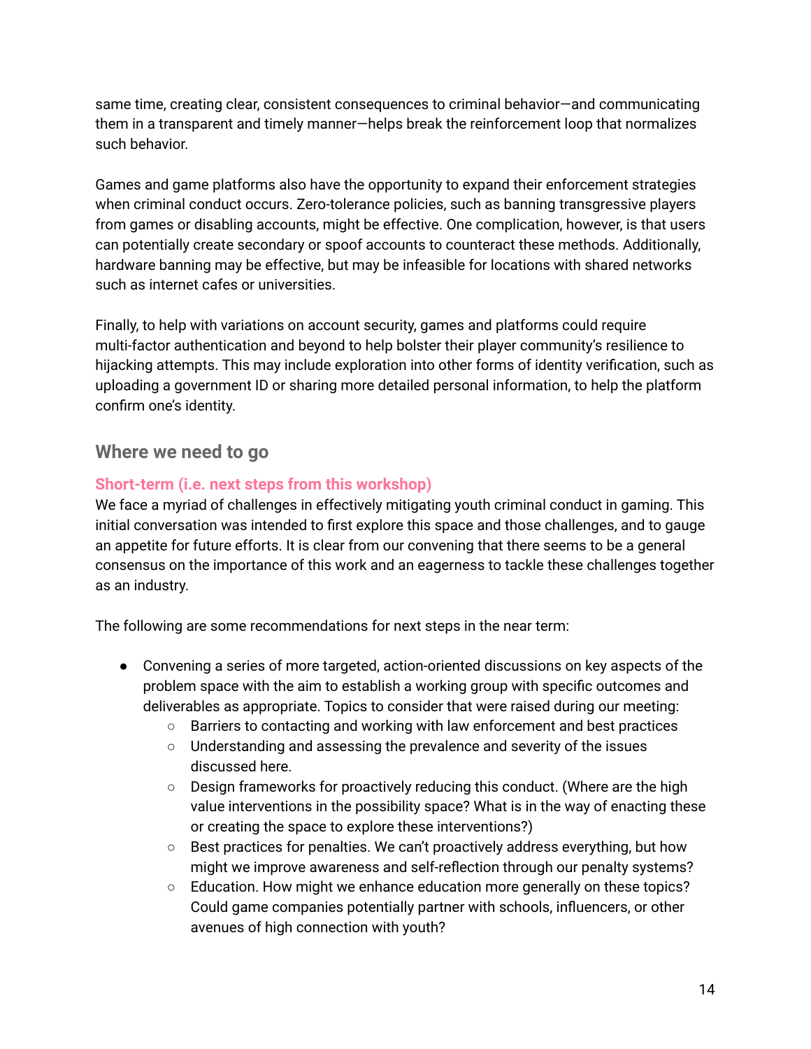same time, creating clear, consistent consequences to criminal behavior—and communicating them in a transparent and timely manner—helps break the reinforcement loop that normalizes such behavior.

Games and game platforms also have the opportunity to expand their enforcement strategies when criminal conduct occurs. Zero-tolerance policies, such as banning transgressive players from games or disabling accounts, might be effective. One complication, however, is that users can potentially create secondary or spoof accounts to counteract these methods. Additionally, hardware banning may be effective, but may be infeasible for locations with shared networks such as internet cafes or universities.

Finally, to help with variations on account security, games and platforms could require multi-factor authentication and beyond to help bolster their player community's resilience to hijacking attempts. This may include exploration into other forms of identity verification, such as uploading a government ID or sharing more detailed personal information, to help the platform confirm one's identity.

## Where we need to go

### Short-term (i.e. next steps from this workshop)

We face a myriad of challenges in effectively mitigating youth criminal conduct in gaming. This initial conversation was intended to first explore this space and those challenges, and to gauge an appetite for future efforts. It is clear from our convening that there seems to be a general consensus on the importance of this work and an eagerness to tackle these challenges together as an industry.

The following are some recommendations for next steps in the near term:

- Convening a series of more targeted, action-oriented discussions on key aspects of the problem space with the aim to establish a working group with specific outcomes and deliverables as appropriate. Topics to consider that were raised during our meeting:
  - Barriers to contacting and working with law enforcement and best practices
  - Understanding and assessing the prevalence and severity of the issues discussed here.
  - Design frameworks for proactively reducing this conduct. (Where are the high value interventions in the possibility space? What is in the way of enacting these or creating the space to explore these interventions?)
  - Best practices for penalties. We can't proactively address everything, but how might we improve awareness and self-reflection through our penalty systems?
  - Education. How might we enhance education more generally on these topics? Could game companies potentially partner with schools, influencers, or other avenues of high connection with youth?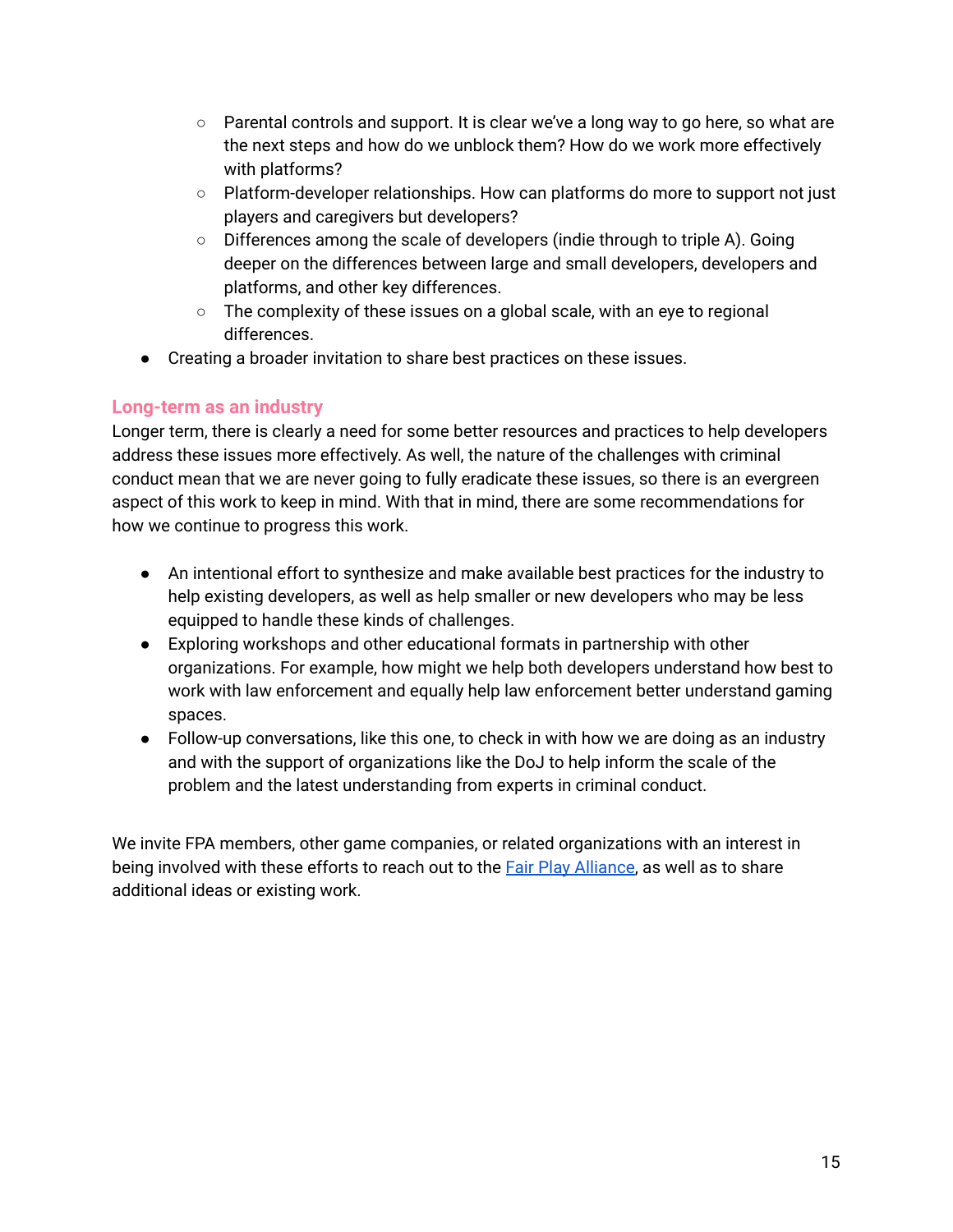- Parental controls and support. It is clear we've a long way to go here, so what are the next steps and how do we unblock them? How do we work more effectively with platforms?
    - Platform-developer relationships. How can platforms do more to support not just players and caregivers but developers?
    - Differences among the scale of developers (indie through to triple A). Going deeper on the differences between large and small developers, developers and platforms, and other key differences.
    - The complexity of these issues on a global scale, with an eye to regional differences.
- Creating a broader invitation to share best practices on these issues.

## Long-term as an industry

Longer term, there is clearly a need for some better resources and practices to help developers address these issues more effectively. As well, the nature of the challenges with criminal conduct mean that we are never going to fully eradicate these issues, so there is an evergreen aspect of this work to keep in mind. With that in mind, there are some recommendations for how we continue to progress this work.

- An intentional effort to synthesize and make available best practices for the industry to help existing developers, as well as help smaller or new developers who may be less equipped to handle these kinds of challenges.
- Exploring workshops and other educational formats in partnership with other organizations. For example, how might we help both developers understand how best to work with law enforcement and equally help law enforcement better understand gaming spaces.
- Follow-up conversations, like this one, to check in with how we are doing as an industry and with the support of organizations like the DoJ to help inform the scale of the problem and the latest understanding from experts in criminal conduct.

We invite FPA members, other game companies, or related organizations with an interest in being involved with these efforts to reach out to the Fair Play Alliance, as well as to share additional ideas or existing work.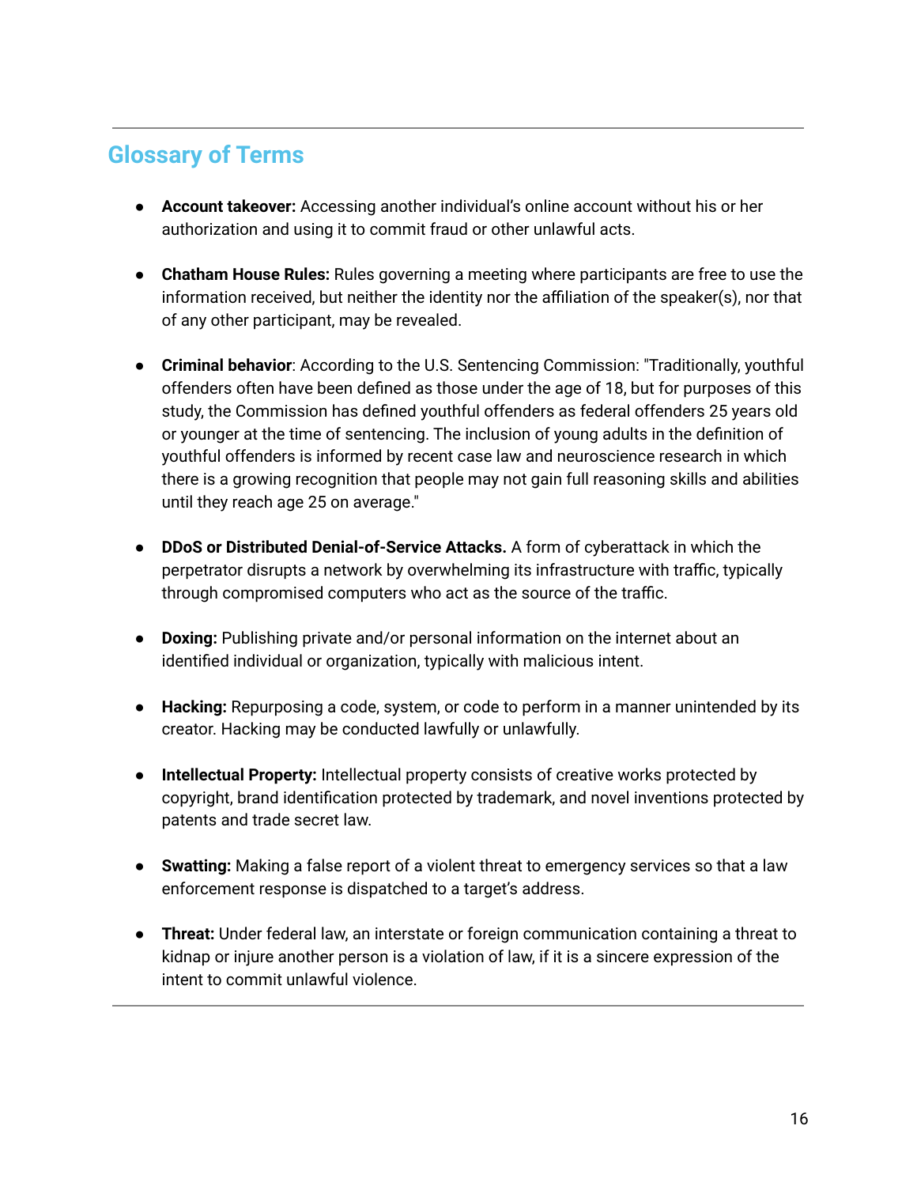## Glossary of Terms

- **Account takeover:** Accessing another individual's online account without his or her authorization and using it to commit fraud or other unlawful acts.

- **Chatham House Rules:** Rules governing a meeting where participants are free to use the information received, but neither the identity nor the affiliation of the speaker(s), nor that of any other participant, may be revealed.

- **Criminal behavior**: According to the U.S. Sentencing Commission: "Traditionally, youthful offenders often have been defined as those under the age of 18, but for purposes of this study, the Commission has defined youthful offenders as federal offenders 25 years old or younger at the time of sentencing. The inclusion of young adults in the definition of youthful offenders is informed by recent case law and neuroscience research in which there is a growing recognition that people may not gain full reasoning skills and abilities until they reach age 25 on average."

- **DDoS or Distributed Denial-of-Service Attacks.** A form of cyberattack in which the perpetrator disrupts a network by overwhelming its infrastructure with traffic, typically through compromised computers who act as the source of the traffic.

- **Doxing:** Publishing private and/or personal information on the internet about an identified individual or organization, typically with malicious intent.

- **Hacking:** Repurposing a code, system, or code to perform in a manner unintended by its creator. Hacking may be conducted lawfully or unlawfully.

- **Intellectual Property:** Intellectual property consists of creative works protected by copyright, brand identification protected by trademark, and novel inventions protected by patents and trade secret law.

- **Swatting:** Making a false report of a violent threat to emergency services so that a law enforcement response is dispatched to a target's address.

- **Threat:** Under federal law, an interstate or foreign communication containing a threat to kidnap or injure another person is a violation of law, if it is a sincere expression of the intent to commit unlawful violence.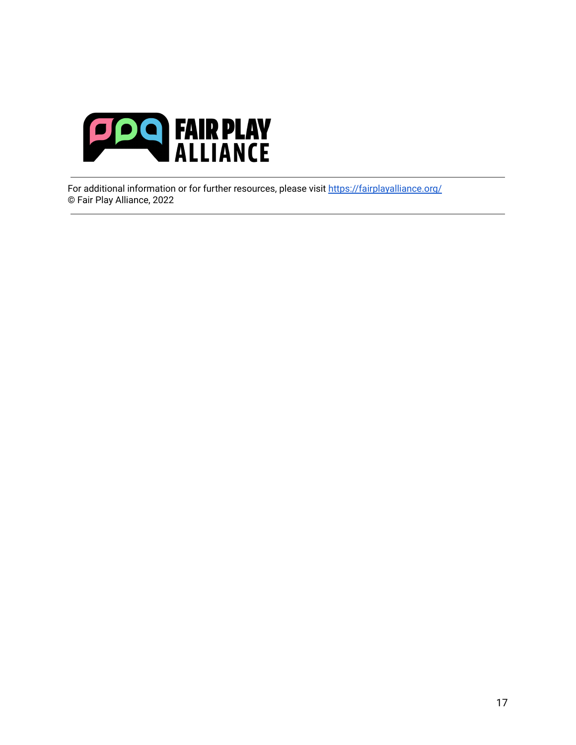FAIR PLAY ALLIANCE

---

For additional information or for further resources, please visit [https://fairplayalliance.org/](https://fairplayalliance.org/)
© Fair Play Alliance, 2022

---